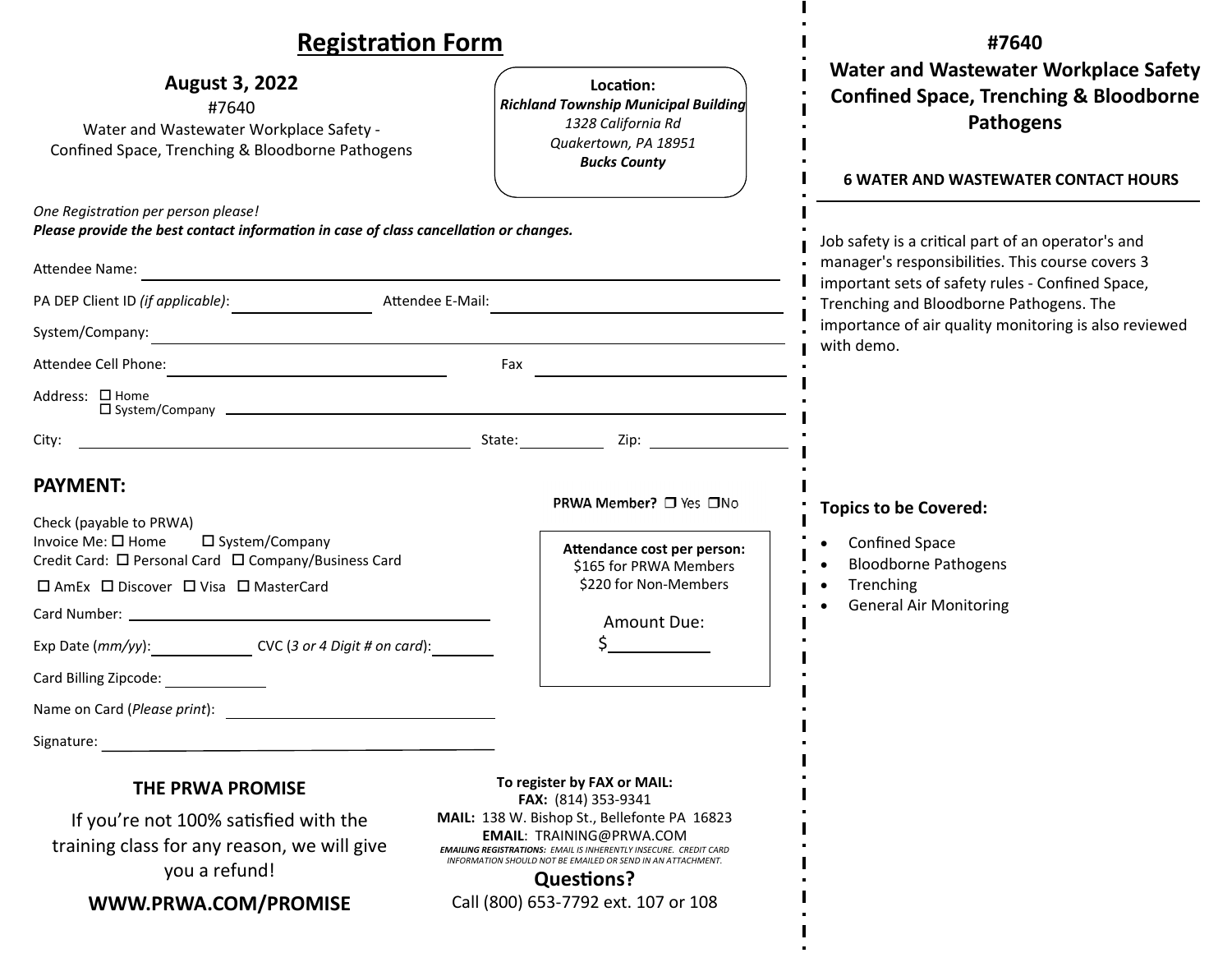# Registration Form

**August 3, 2022**

#7640

Water and Wastewater Workplace Safety - Confined Space, Trenching & Bloodborne Pathogens

**Location:**
***Richland Township Municipal Building***
*1328 California Rd*
*Quakertown, PA 18951*
***Bucks County***

*One Registration per person please!*

***Please provide the best contact information in case of class cancellation or changes.***

Attendee Name: ______________________________

PA DEP Client ID *(if applicable)*: ______________ Attendee E-Mail: ______________________

System/Company: ______________________________

Attendee Cell Phone: ______________________ Fax ______________________

Address: ☐ Home ☐ System/Company ______________________________

City: ______________________ State: ________ Zip: ________

## PAYMENT:

**PRWA Member?** ☐ Yes ☐No

Check (payable to PRWA)

Invoice Me: ☐ Home ☐ System/Company

Credit Card: ☐ Personal Card ☐ Company/Business Card

☐ AmEx ☐ Discover ☐ Visa ☐ MasterCard

Card Number: ______________________________

Exp Date (*mm/yy*): __________ CVC (*3 or 4 Digit # on card*): ________

Card Billing Zipcode: __________

Name on Card (*Please print*): ______________________

Signature: ______________________________

**Attendance cost per person:**
$165 for PRWA Members
$220 for Non-Members

Amount Due:
$__________

### THE PRWA PROMISE

If you're not 100% satisfied with the training class for any reason, we will give you a refund!

**WWW.PRWA.COM/PROMISE**

**To register by FAX or MAIL:**
**FAX:** (814) 353-9341
**MAIL:** 138 W. Bishop St., Bellefonte PA 16823
**EMAIL**: TRAINING@PRWA.COM

***EMAILING REGISTRATIONS:*** *EMAIL IS INHERENTLY INSECURE. CREDIT CARD INFORMATION SHOULD NOT BE EMAILED OR SEND IN AN ATTACHMENT.*

**Questions?**
Call (800) 653-7792 ext. 107 or 108

## #7640
## Water and Wastewater Workplace Safety Confined Space, Trenching & Bloodborne Pathogens

**6 WATER AND WASTEWATER CONTACT HOURS**

Job safety is a critical part of an operator's and manager's responsibilities. This course covers 3 important sets of safety rules - Confined Space, Trenching and Bloodborne Pathogens. The importance of air quality monitoring is also reviewed with demo.

### Topics to be Covered:

- Confined Space
- Bloodborne Pathogens
- Trenching
- General Air Monitoring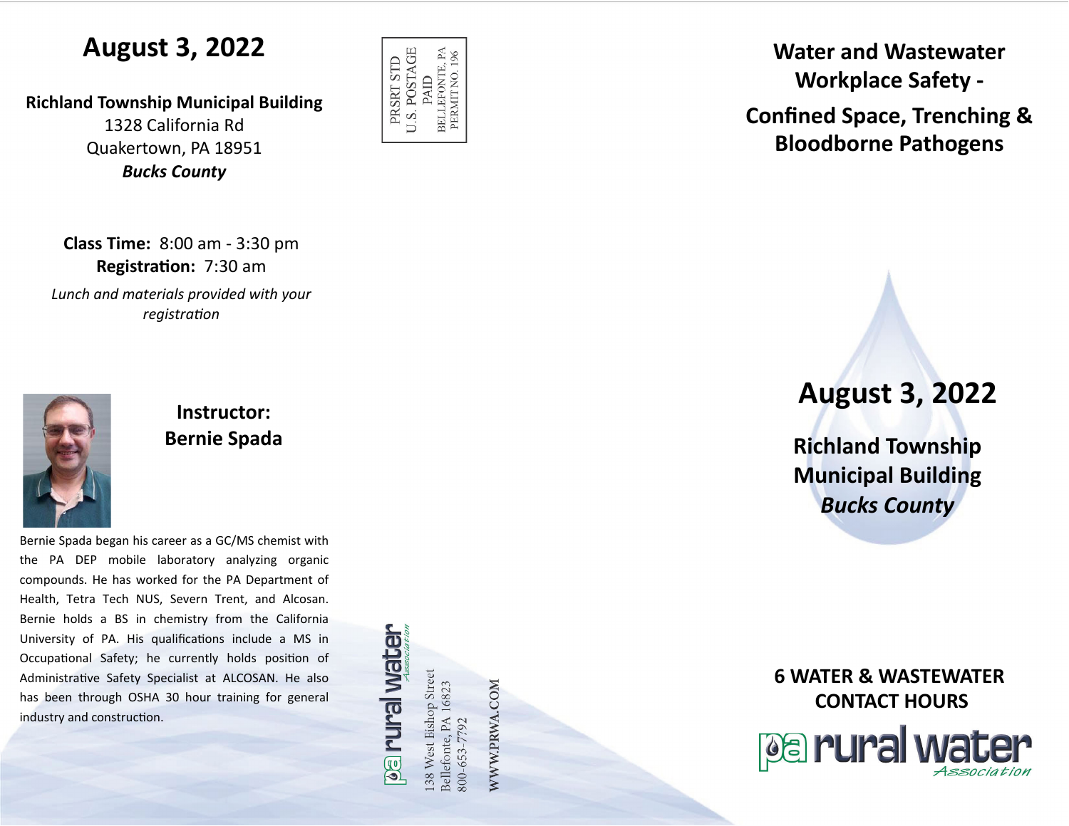# August 3, 2022

**Richland Township Municipal Building**
1328 California Rd
Quakertown, PA 18951
***Bucks County***

**Class Time:** 8:00 am - 3:30 pm
**Registration:** 7:30 am

*Lunch and materials provided with your registration*

**Instructor:**
**Bernie Spada**

Bernie Spada began his career as a GC/MS chemist with the PA DEP mobile laboratory analyzing organic compounds. He has worked for the PA Department of Health, Tetra Tech NUS, Severn Trent, and Alcosan. Bernie holds a BS in chemistry from the California University of PA. His qualifications include a MS in Occupational Safety; he currently holds position of Administrative Safety Specialist at ALCOSAN. He also has been through OSHA 30 hour training for general industry and construction.

PRSRT STD
U.S. POSTAGE
PAID
BELLEFONTE, PA
PERMIT NO. 196

pa rural water Association
138 West Bishop Street
Bellefonte, PA 16823
800-653-7792

WWW.PRWA.COM

## Water and Wastewater Workplace Safety -
## Confined Space, Trenching & Bloodborne Pathogens

## August 3, 2022

**Richland Township Municipal Building**
***Bucks County***

**6 WATER & WASTEWATER CONTACT HOURS**

pa rural water Association